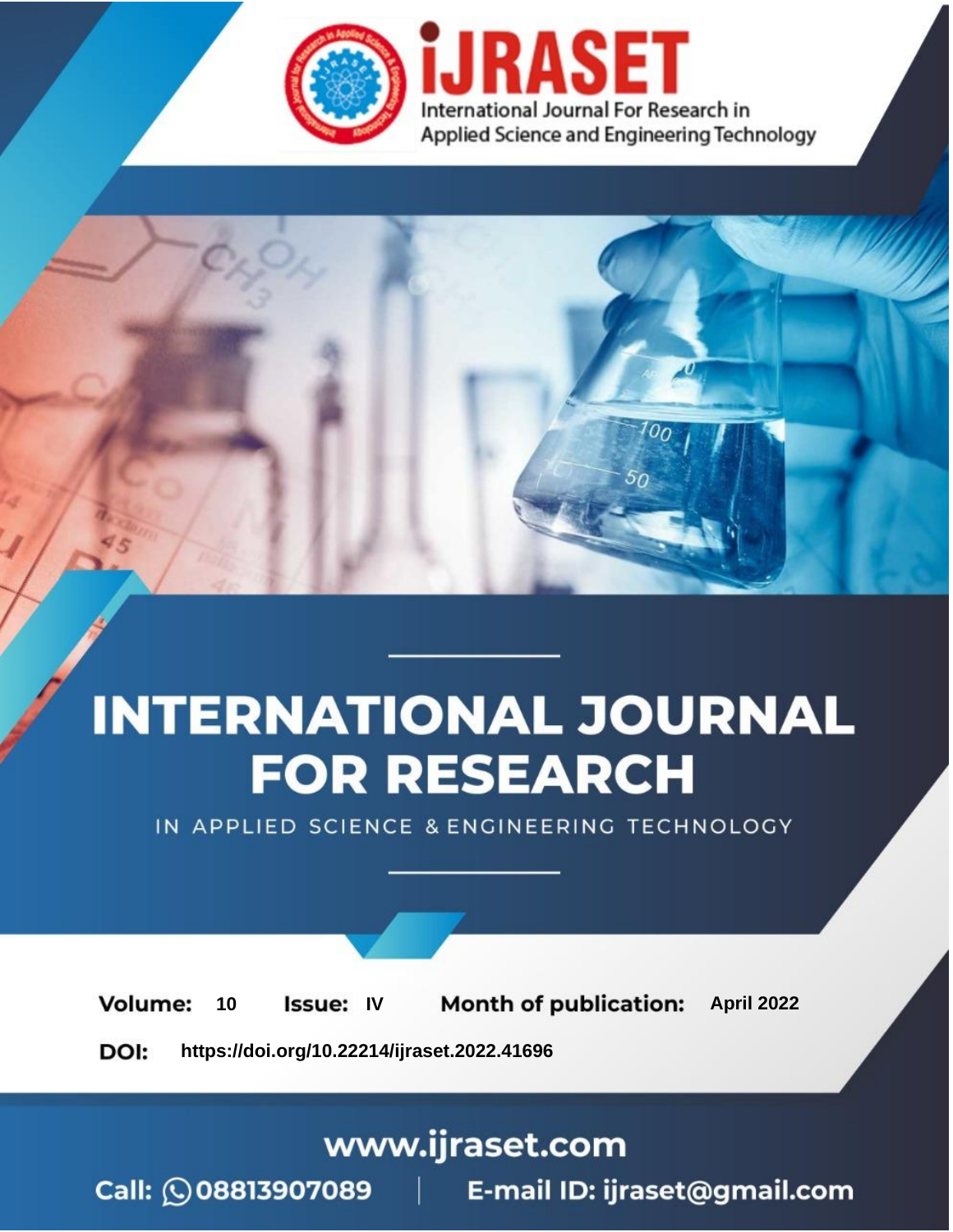iJRASET

International Journal For Research in Applied Science and Engineering Technology

# INTERNATIONAL JOURNAL FOR RESEARCH

IN APPLIED SCIENCE & ENGINEERING TECHNOLOGY

**Volume:** 10 **Issue:** IV **Month of publication:** April 2022

**DOI:** https://doi.org/10.22214/ijraset.2022.41696

www.ijraset.com

Call: 08813907089 | E-mail ID: ijraset@gmail.com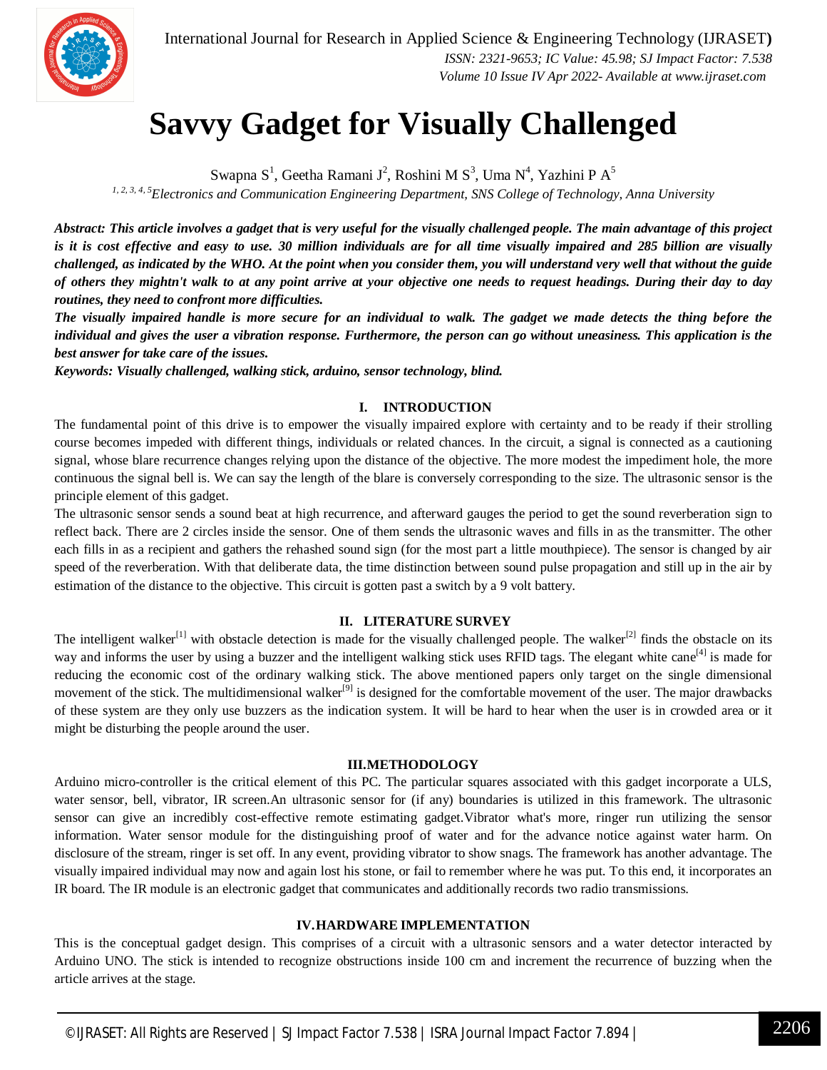# Savvy Gadget for Visually Challenged

Swapna S[1], Geetha Ramani J[2], Roshini M S[3], Uma N[4], Yazhini P A[5]

[1, 2, 3, 4, 5]*Electronics and Communication Engineering Department, SNS College of Technology, Anna University*

***Abstract:** This article involves a gadget that is very useful for the visually challenged people. The main advantage of this project is it is cost effective and easy to use. 30 million individuals are for all time visually impaired and 285 billion are visually challenged, as indicated by the WHO. At the point when you consider them, you will understand very well that without the guide of others they mightn't walk to at any point arrive at your objective one needs to request headings. During their day to day routines, they need to confront more difficulties.*

***The visually impaired handle is more secure for an individual to walk. The gadget we made detects the thing before the individual and gives the user a vibration response. Furthermore, the person can go without uneasiness. This application is the best answer for take care of the issues.***

***Keywords:** Visually challenged, walking stick, arduino, sensor technology, blind.*

## I. INTRODUCTION

The fundamental point of this drive is to empower the visually impaired explore with certainty and to be ready if their strolling course becomes impeded with different things, individuals or related chances. In the circuit, a signal is connected as a cautioning signal, whose blare recurrence changes relying upon the distance of the objective. The more modest the impediment hole, the more continuous the signal bell is. We can say the length of the blare is conversely corresponding to the size. The ultrasonic sensor is the principle element of this gadget.

The ultrasonic sensor sends a sound beat at high recurrence, and afterward gauges the period to get the sound reverberation sign to reflect back. There are 2 circles inside the sensor. One of them sends the ultrasonic waves and fills in as the transmitter. The other each fills in as a recipient and gathers the rehashed sound sign (for the most part a little mouthpiece). The sensor is changed by air speed of the reverberation. With that deliberate data, the time distinction between sound pulse propagation and still up in the air by estimation of the distance to the objective. This circuit is gotten past a switch by a 9 volt battery.

## II. LITERATURE SURVEY

The intelligent walker[1] with obstacle detection is made for the visually challenged people. The walker[2] finds the obstacle on its way and informs the user by using a buzzer and the intelligent walking stick uses RFID tags. The elegant white cane[4] is made for reducing the economic cost of the ordinary walking stick. The above mentioned papers only target on the single dimensional movement of the stick. The multidimensional walker[9] is designed for the comfortable movement of the user. The major drawbacks of these system are they only use buzzers as the indication system. It will be hard to hear when the user is in crowded area or it might be disturbing the people around the user.

## III. METHODOLOGY

Arduino micro-controller is the critical element of this PC. The particular squares associated with this gadget incorporate a ULS, water sensor, bell, vibrator, IR screen.An ultrasonic sensor for (if any) boundaries is utilized in this framework. The ultrasonic sensor can give an incredibly cost-effective remote estimating gadget.Vibrator what's more, ringer run utilizing the sensor information. Water sensor module for the distinguishing proof of water and for the advance notice against water harm. On disclosure of the stream, ringer is set off. In any event, providing vibrator to show snags. The framework has another advantage. The visually impaired individual may now and again lost his stone, or fail to remember where he was put. To this end, it incorporates an IR board. The IR module is an electronic gadget that communicates and additionally records two radio transmissions.

## IV. HARDWARE IMPLEMENTATION

This is the conceptual gadget design. This comprises of a circuit with a ultrasonic sensors and a water detector interacted by Arduino UNO. The stick is intended to recognize obstructions inside 100 cm and increment the recurrence of buzzing when the article arrives at the stage.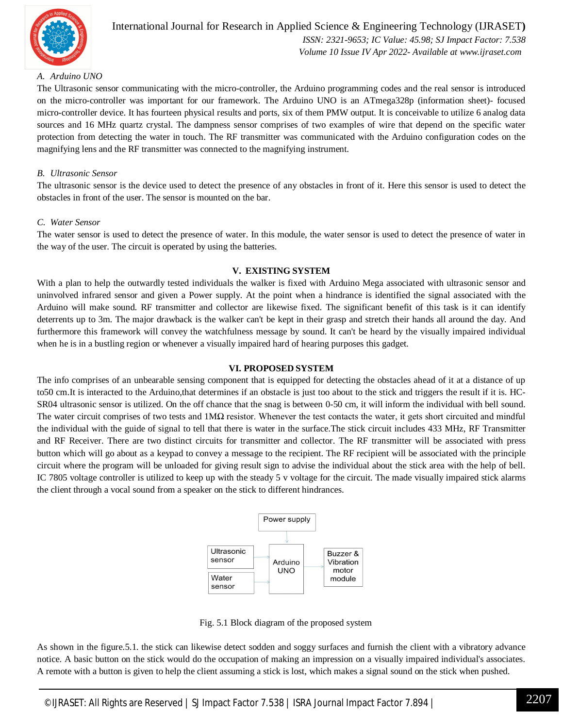### A. Arduino UNO

The Ultrasonic sensor communicating with the micro-controller, the Arduino programming codes and the real sensor is introduced on the micro-controller was important for our framework. The Arduino UNO is an ATmega328p (information sheet)- focused micro-controller device. It has fourteen physical results and ports, six of them PMW output. It is conceivable to utilize 6 analog data sources and 16 MHz quartz crystal. The dampness sensor comprises of two examples of wire that depend on the specific water protection from detecting the water in touch. The RF transmitter was communicated with the Arduino configuration codes on the magnifying lens and the RF transmitter was connected to the magnifying instrument.

### B. Ultrasonic Sensor

The ultrasonic sensor is the device used to detect the presence of any obstacles in front of it. Here this sensor is used to detect the obstacles in front of the user. The sensor is mounted on the bar.

### C. Water Sensor

The water sensor is used to detect the presence of water. In this module, the water sensor is used to detect the presence of water in the way of the user. The circuit is operated by using the batteries.

## V. EXISTING SYSTEM

With a plan to help the outwardly tested individuals the walker is fixed with Arduino Mega associated with ultrasonic sensor and uninvolved infrared sensor and given a Power supply. At the point when a hindrance is identified the signal associated with the Arduino will make sound. RF transmitter and collector are likewise fixed. The significant benefit of this task is it can identify deterrents up to 3m. The major drawback is the walker can't be kept in their grasp and stretch their hands all around the day. And furthermore this framework will convey the watchfulness message by sound. It can't be heard by the visually impaired individual when he is in a bustling region or whenever a visually impaired hard of hearing purposes this gadget.

## VI. PROPOSED SYSTEM

The info comprises of an unbearable sensing component that is equipped for detecting the obstacles ahead of it at a distance of up to50 cm.It is interacted to the Arduino,that determines if an obstacle is just too about to the stick and triggers the result if it is. HC-SR04 ultrasonic sensor is utilized. On the off chance that the snag is between 0-50 cm, it will inform the individual with bell sound. The water circuit comprises of two tests and 1MΩ resistor. Whenever the test contacts the water, it gets short circuited and mindful the individual with the guide of signal to tell that there is water in the surface.The stick circuit includes 433 MHz, RF Transmitter and RF Receiver. There are two distinct circuits for transmitter and collector. The RF transmitter will be associated with press button which will go about as a keypad to convey a message to the recipient. The RF recipient will be associated with the principle circuit where the program will be unloaded for giving result sign to advise the individual about the stick area with the help of bell. IC 7805 voltage controller is utilized to keep up with the steady 5 v voltage for the circuit. The made visually impaired stick alarms the client through a vocal sound from a speaker on the stick to different hindrances.

Power supply → Arduino UNO; Ultrasonic sensor → Arduino UNO; Water sensor → Arduino UNO; Arduino UNO → Buzzer & Vibration motor module

Fig. 5.1 Block diagram of the proposed system

As shown in the figure.5.1. the stick can likewise detect sodden and soggy surfaces and furnish the client with a vibratory advance notice. A basic button on the stick would do the occupation of making an impression on a visually impaired individual's associates. A remote with a button is given to help the client assuming a stick is lost, which makes a signal sound on the stick when pushed.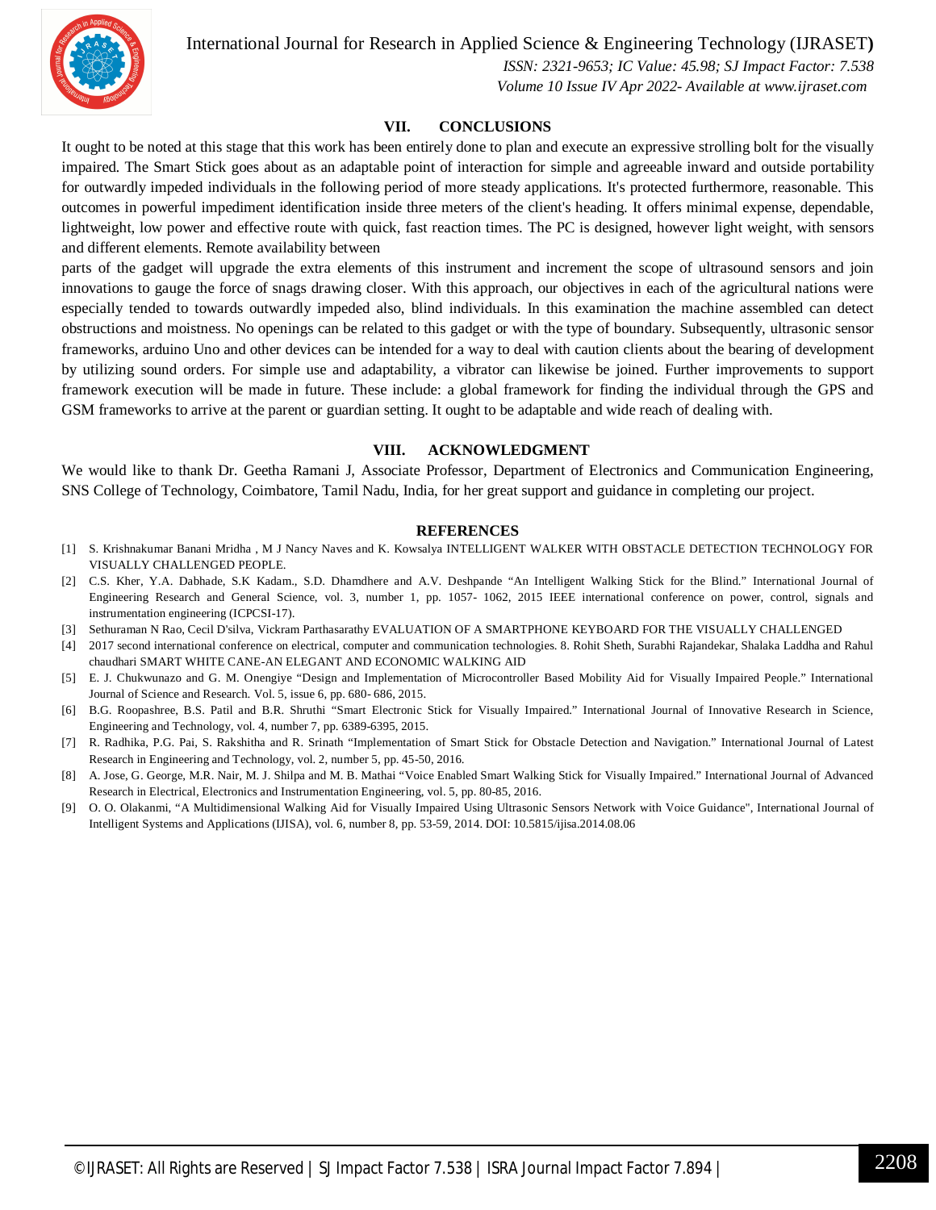## VII. CONCLUSIONS

It ought to be noted at this stage that this work has been entirely done to plan and execute an expressive strolling bolt for the visually impaired. The Smart Stick goes about as an adaptable point of interaction for simple and agreeable inward and outside portability for outwardly impeded individuals in the following period of more steady applications. It's protected furthermore, reasonable. This outcomes in powerful impediment identification inside three meters of the client's heading. It offers minimal expense, dependable, lightweight, low power and effective route with quick, fast reaction times. The PC is designed, however light weight, with sensors and different elements. Remote availability between

parts of the gadget will upgrade the extra elements of this instrument and increment the scope of ultrasound sensors and join innovations to gauge the force of snags drawing closer. With this approach, our objectives in each of the agricultural nations were especially tended to towards outwardly impeded also, blind individuals. In this examination the machine assembled can detect obstructions and moistness. No openings can be related to this gadget or with the type of boundary. Subsequently, ultrasonic sensor frameworks, arduino Uno and other devices can be intended for a way to deal with caution clients about the bearing of development by utilizing sound orders. For simple use and adaptability, a vibrator can likewise be joined. Further improvements to support framework execution will be made in future. These include: a global framework for finding the individual through the GPS and GSM frameworks to arrive at the parent or guardian setting. It ought to be adaptable and wide reach of dealing with.

## VIII. ACKNOWLEDGMENT

We would like to thank Dr. Geetha Ramani J, Associate Professor, Department of Electronics and Communication Engineering, SNS College of Technology, Coimbatore, Tamil Nadu, India, for her great support and guidance in completing our project.

## REFERENCES

[1] S. Krishnakumar Banani Mridha , M J Nancy Naves and K. Kowsalya INTELLIGENT WALKER WITH OBSTACLE DETECTION TECHNOLOGY FOR VISUALLY CHALLENGED PEOPLE.

[2] C.S. Kher, Y.A. Dabhade, S.K Kadam., S.D. Dhamdhere and A.V. Deshpande "An Intelligent Walking Stick for the Blind." International Journal of Engineering Research and General Science, vol. 3, number 1, pp. 1057- 1062, 2015 IEEE international conference on power, control, signals and instrumentation engineering (ICPCSI-17).

[3] Sethuraman N Rao, Cecil D'silva, Vickram Parthasarathy EVALUATION OF A SMARTPHONE KEYBOARD FOR THE VISUALLY CHALLENGED

[4] 2017 second international conference on electrical, computer and communication technologies. 8. Rohit Sheth, Surabhi Rajandekar, Shalaka Laddha and Rahul chaudhari SMART WHITE CANE-AN ELEGANT AND ECONOMIC WALKING AID

[5] E. J. Chukwunazo and G. M. Onengiye "Design and Implementation of Microcontroller Based Mobility Aid for Visually Impaired People." International Journal of Science and Research. Vol. 5, issue 6, pp. 680- 686, 2015.

[6] B.G. Roopashree, B.S. Patil and B.R. Shruthi "Smart Electronic Stick for Visually Impaired." International Journal of Innovative Research in Science, Engineering and Technology, vol. 4, number 7, pp. 6389-6395, 2015.

[7] R. Radhika, P.G. Pai, S. Rakshitha and R. Srinath "Implementation of Smart Stick for Obstacle Detection and Navigation." International Journal of Latest Research in Engineering and Technology, vol. 2, number 5, pp. 45-50, 2016.

[8] A. Jose, G. George, M.R. Nair, M. J. Shilpa and M. B. Mathai "Voice Enabled Smart Walking Stick for Visually Impaired." International Journal of Advanced Research in Electrical, Electronics and Instrumentation Engineering, vol. 5, pp. 80-85, 2016.

[9] O. O. Olakanmi, "A Multidimensional Walking Aid for Visually Impaired Using Ultrasonic Sensors Network with Voice Guidance", International Journal of Intelligent Systems and Applications (IJISA), vol. 6, number 8, pp. 53-59, 2014. DOI: 10.5815/ijisa.2014.08.06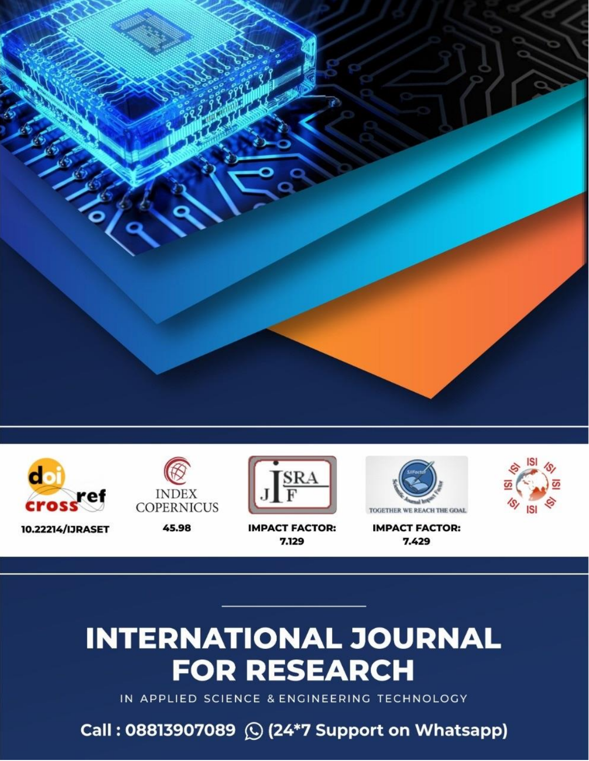10.22214/IJRASET

45.98

IMPACT FACTOR: 7.129

IMPACT FACTOR: 7.429

# INTERNATIONAL JOURNAL FOR RESEARCH

IN APPLIED SCIENCE & ENGINEERING TECHNOLOGY

Call : 08813907089 (24*7 Support on Whatsapp)